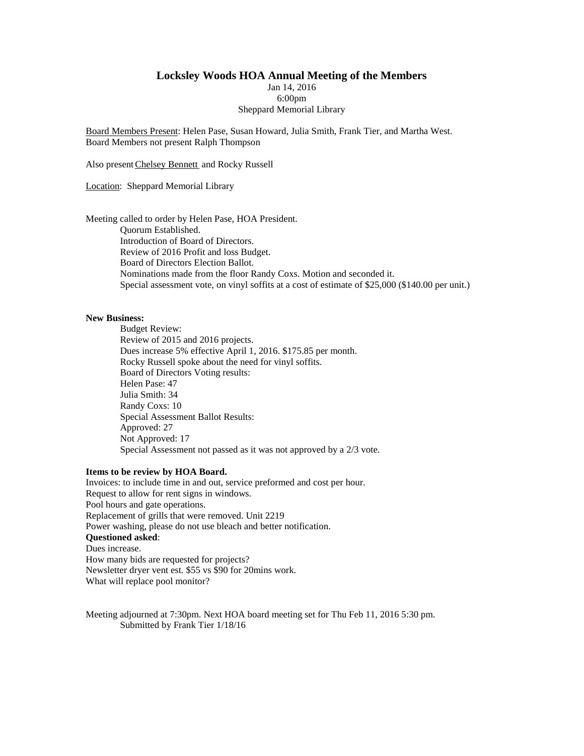# Locksley Woods HOA Annual Meeting of the Members

Jan 14, 2016
6:00pm
Sheppard Memorial Library

Board Members Present: Helen Pase, Susan Howard, Julia Smith, Frank Tier, and Martha West.
Board Members not present Ralph Thompson

Also present Chelsey Bennett and Rocky Russell

Location: Sheppard Memorial Library

Meeting called to order by Helen Pase, HOA President.

Quorum Established.
Introduction of Board of Directors.
Review of 2016 Profit and loss Budget.
Board of Directors Election Ballot.
Nominations made from the floor Randy Coxs. Motion and seconded it.
Special assessment vote, on vinyl soffits at a cost of estimate of $25,000 ($140.00 per unit.)

**New Business:**

Budget Review:
Review of 2015 and 2016 projects.
Dues increase 5% effective April 1, 2016. $175.85 per month.
Rocky Russell spoke about the need for vinyl soffits.
Board of Directors Voting results:
Helen Pase: 47
Julia Smith: 34
Randy Coxs: 10
Special Assessment Ballot Results:
Approved: 27
Not Approved: 17
Special Assessment not passed as it was not approved by a 2/3 vote.

**Items to be review by HOA Board.**

Invoices: to include time in and out, service preformed and cost per hour.
Request to allow for rent signs in windows.
Pool hours and gate operations.
Replacement of grills that were removed. Unit 2219
Power washing, please do not use bleach and better notification.

**Questioned asked**:

Dues increase.
How many bids are requested for projects?
Newsletter dryer vent est. $55 vs $90 for 20mins work.
What will replace pool monitor?

Meeting adjourned at 7:30pm. Next HOA board meeting set for Thu Feb 11, 2016 5:30 pm.

Submitted by Frank Tier 1/18/16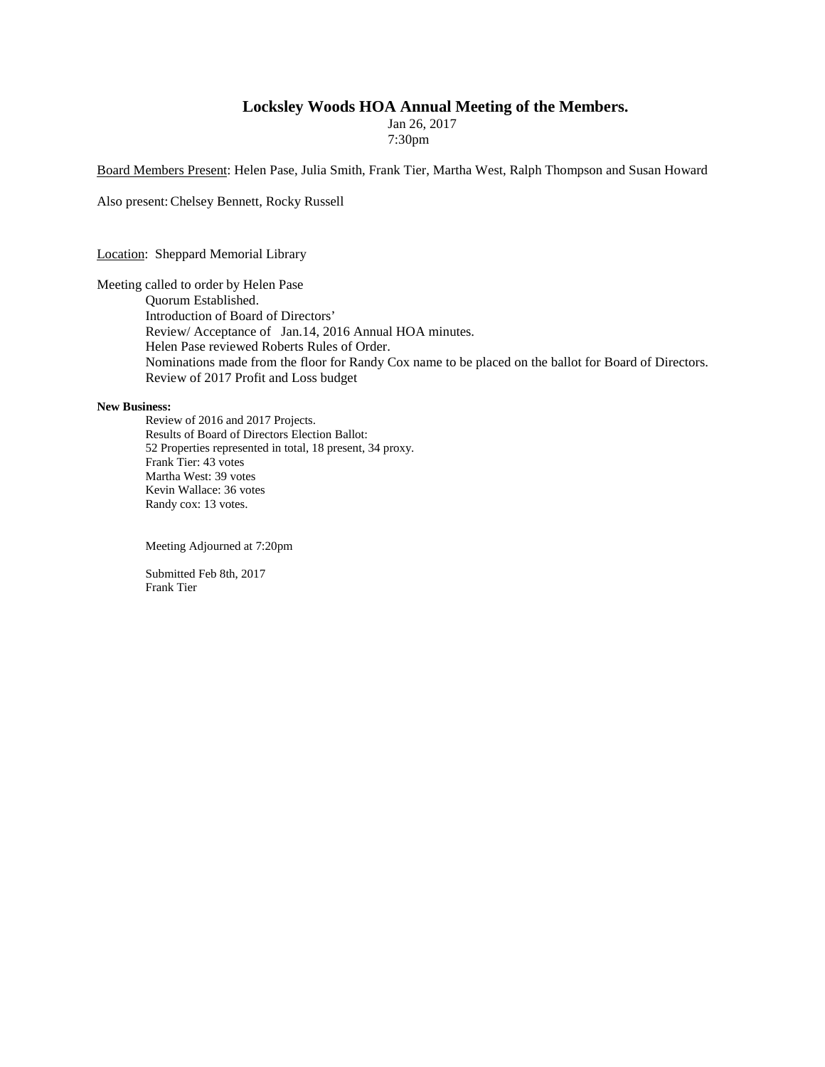# Locksley Woods HOA Annual Meeting of the Members.

Jan 26, 2017
7:30pm

Board Members Present: Helen Pase, Julia Smith, Frank Tier, Martha West, Ralph Thompson and Susan Howard

Also present: Chelsey Bennett, Rocky Russell

Location: Sheppard Memorial Library

Meeting called to order by Helen Pase

Quorum Established.
Introduction of Board of Directors'
Review/ Acceptance of Jan.14, 2016 Annual HOA minutes.
Helen Pase reviewed Roberts Rules of Order.
Nominations made from the floor for Randy Cox name to be placed on the ballot for Board of Directors.
Review of 2017 Profit and Loss budget

**New Business:**

Review of 2016 and 2017 Projects.
Results of Board of Directors Election Ballot:
52 Properties represented in total, 18 present, 34 proxy.
Frank Tier: 43 votes
Martha West: 39 votes
Kevin Wallace: 36 votes
Randy cox: 13 votes.

Meeting Adjourned at 7:20pm

Submitted Feb 8th, 2017
Frank Tier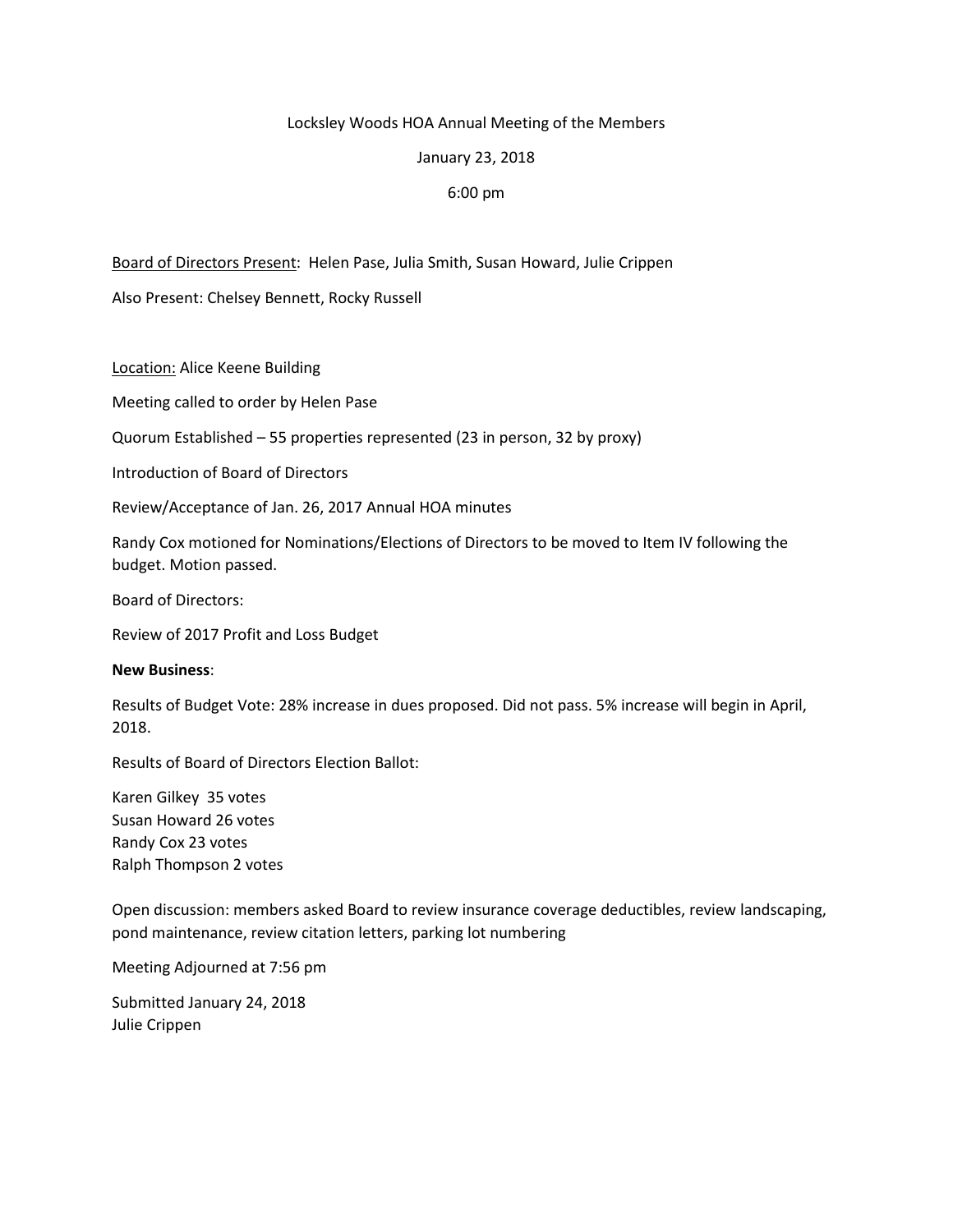Locksley Woods HOA Annual Meeting of the Members

January 23, 2018

6:00 pm

Board of Directors Present: Helen Pase, Julia Smith, Susan Howard, Julie Crippen

Also Present: Chelsey Bennett, Rocky Russell

Location: Alice Keene Building

Meeting called to order by Helen Pase

Quorum Established – 55 properties represented (23 in person, 32 by proxy)

Introduction of Board of Directors

Review/Acceptance of Jan. 26, 2017 Annual HOA minutes

Randy Cox motioned for Nominations/Elections of Directors to be moved to Item IV following the budget. Motion passed.

Board of Directors:

Review of 2017 Profit and Loss Budget

**New Business**:

Results of Budget Vote: 28% increase in dues proposed. Did not pass. 5% increase will begin in April, 2018.

Results of Board of Directors Election Ballot:

Karen Gilkey 35 votes
Susan Howard 26 votes
Randy Cox 23 votes
Ralph Thompson 2 votes

Open discussion: members asked Board to review insurance coverage deductibles, review landscaping, pond maintenance, review citation letters, parking lot numbering

Meeting Adjourned at 7:56 pm

Submitted January 24, 2018
Julie Crippen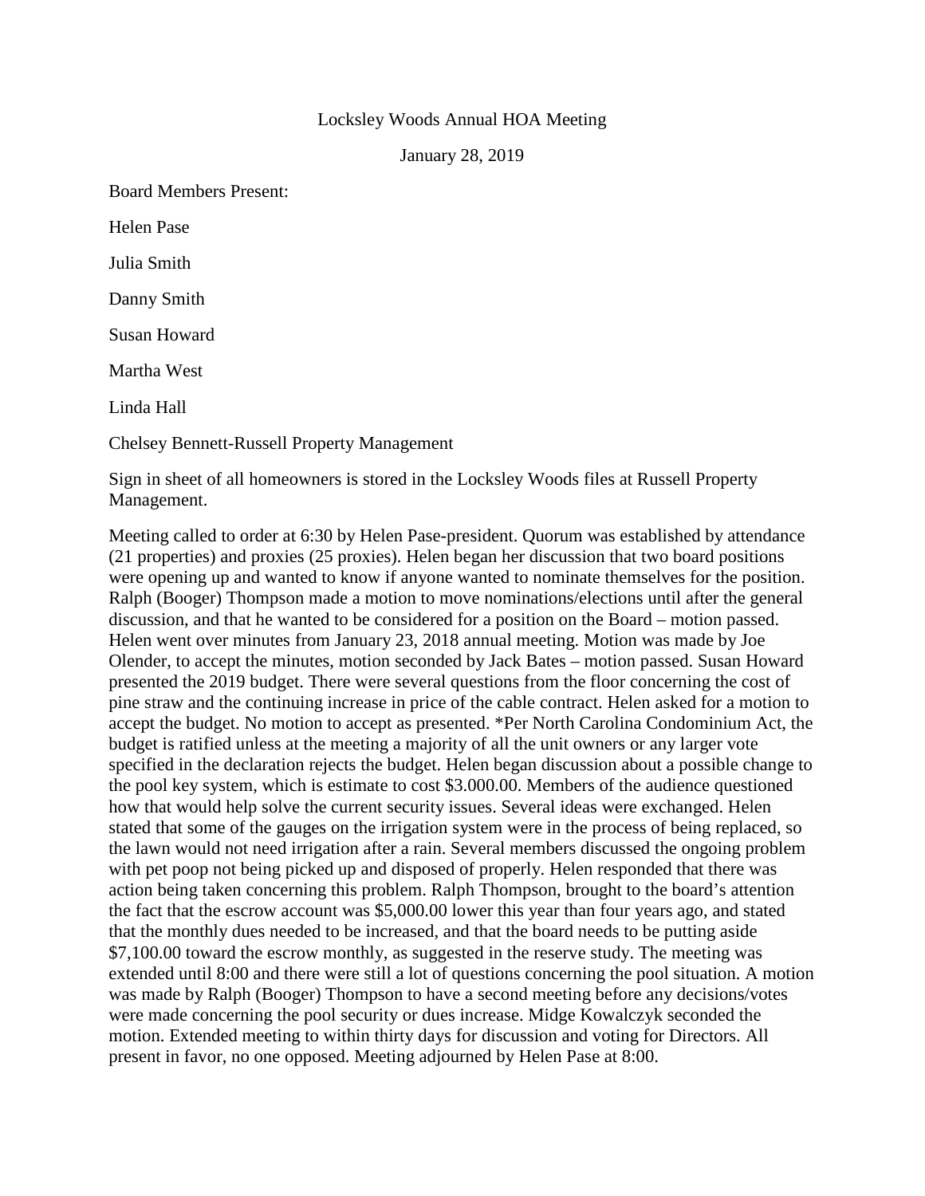Locksley Woods Annual HOA Meeting

January 28, 2019

Board Members Present:

Helen Pase

Julia Smith

Danny Smith

Susan Howard

Martha West

Linda Hall

Chelsey Bennett-Russell Property Management

Sign in sheet of all homeowners is stored in the Locksley Woods files at Russell Property Management.

Meeting called to order at 6:30 by Helen Pase-president. Quorum was established by attendance (21 properties) and proxies (25 proxies). Helen began her discussion that two board positions were opening up and wanted to know if anyone wanted to nominate themselves for the position. Ralph (Booger) Thompson made a motion to move nominations/elections until after the general discussion, and that he wanted to be considered for a position on the Board – motion passed. Helen went over minutes from January 23, 2018 annual meeting. Motion was made by Joe Olender, to accept the minutes, motion seconded by Jack Bates – motion passed. Susan Howard presented the 2019 budget. There were several questions from the floor concerning the cost of pine straw and the continuing increase in price of the cable contract. Helen asked for a motion to accept the budget. No motion to accept as presented. *Per North Carolina Condominium Act, the budget is ratified unless at the meeting a majority of all the unit owners or any larger vote specified in the declaration rejects the budget. Helen began discussion about a possible change to the pool key system, which is estimate to cost $3.000.00. Members of the audience questioned how that would help solve the current security issues. Several ideas were exchanged. Helen stated that some of the gauges on the irrigation system were in the process of being replaced, so the lawn would not need irrigation after a rain. Several members discussed the ongoing problem with pet poop not being picked up and disposed of properly. Helen responded that there was action being taken concerning this problem. Ralph Thompson, brought to the board's attention the fact that the escrow account was $5,000.00 lower this year than four years ago, and stated that the monthly dues needed to be increased, and that the board needs to be putting aside $7,100.00 toward the escrow monthly, as suggested in the reserve study. The meeting was extended until 8:00 and there were still a lot of questions concerning the pool situation. A motion was made by Ralph (Booger) Thompson to have a second meeting before any decisions/votes were made concerning the pool security or dues increase. Midge Kowalczyk seconded the motion. Extended meeting to within thirty days for discussion and voting for Directors. All present in favor, no one opposed. Meeting adjourned by Helen Pase at 8:00.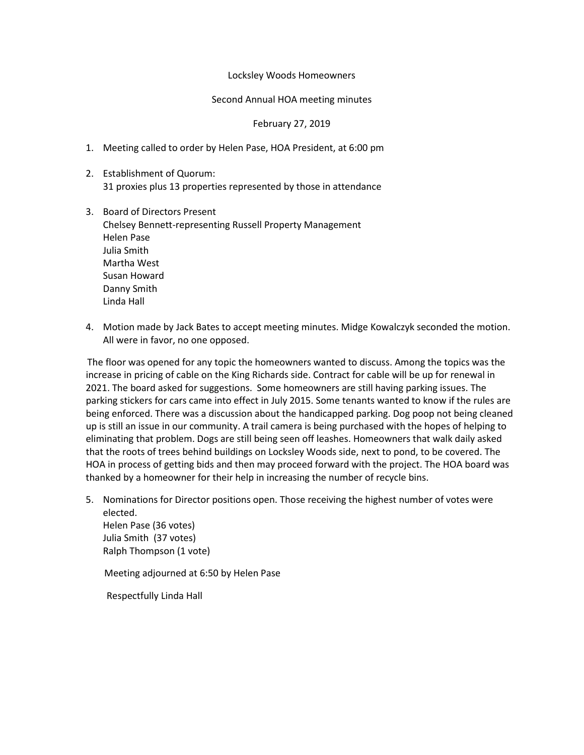Locksley Woods Homeowners

Second Annual HOA meeting minutes

February 27, 2019

1. Meeting called to order by Helen Pase, HOA President, at 6:00 pm

2. Establishment of Quorum:
   31 proxies plus 13 properties represented by those in attendance

3. Board of Directors Present
   Chelsey Bennett-representing Russell Property Management
   Helen Pase
   Julia Smith
   Martha West
   Susan Howard
   Danny Smith
   Linda Hall

4. Motion made by Jack Bates to accept meeting minutes. Midge Kowalczyk seconded the motion. All were in favor, no one opposed.

The floor was opened for any topic the homeowners wanted to discuss. Among the topics was the increase in pricing of cable on the King Richards side. Contract for cable will be up for renewal in 2021. The board asked for suggestions. Some homeowners are still having parking issues. The parking stickers for cars came into effect in July 2015. Some tenants wanted to know if the rules are being enforced. There was a discussion about the handicapped parking. Dog poop not being cleaned up is still an issue in our community. A trail camera is being purchased with the hopes of helping to eliminating that problem. Dogs are still being seen off leashes. Homeowners that walk daily asked that the roots of trees behind buildings on Locksley Woods side, next to pond, to be covered. The HOA in process of getting bids and then may proceed forward with the project. The HOA board was thanked by a homeowner for their help in increasing the number of recycle bins.

5. Nominations for Director positions open. Those receiving the highest number of votes were elected.
   Helen Pase (36 votes)
   Julia Smith (37 votes)
   Ralph Thompson (1 vote)

   Meeting adjourned at 6:50 by Helen Pase

   Respectfully Linda Hall